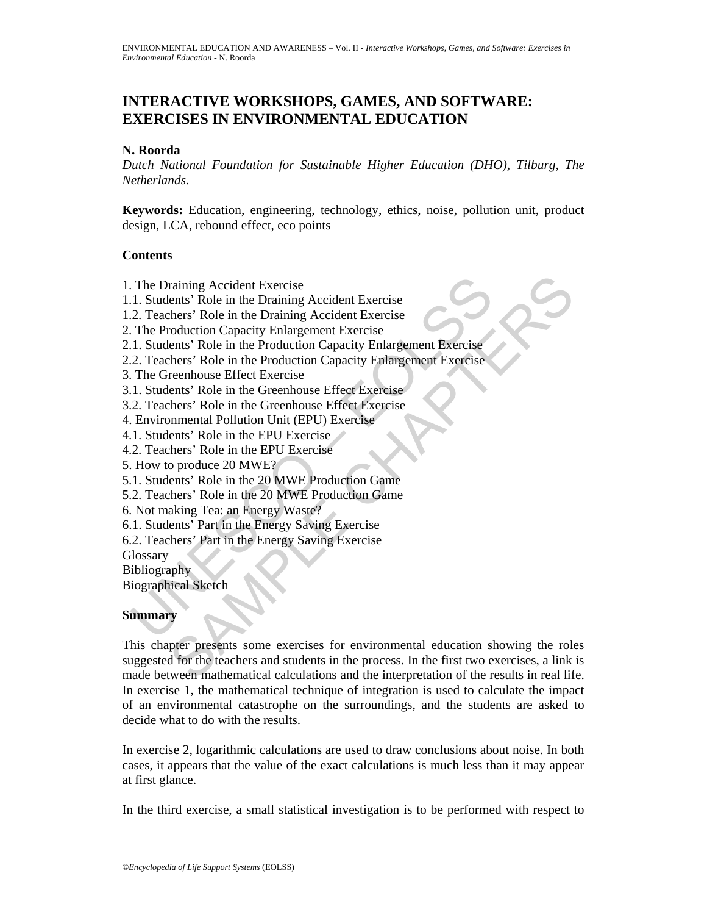# INTERACTIVE WORKSHOPS, GAMES, AND SOFTWARE: EXERCISES IN ENVIRONMENTAL EDUCATION

**N. Roorda**

*Dutch National Foundation for Sustainable Higher Education (DHO), Tilburg, The Netherlands.*

**Keywords:** Education, engineering, technology, ethics, noise, pollution unit, product design, LCA, rebound effect, eco points

## Contents

1. The Draining Accident Exercise
1.1. Students' Role in the Draining Accident Exercise
1.2. Teachers' Role in the Draining Accident Exercise
2. The Production Capacity Enlargement Exercise
2.1. Students' Role in the Production Capacity Enlargement Exercise
2.2. Teachers' Role in the Production Capacity Enlargement Exercise
3. The Greenhouse Effect Exercise
3.1. Students' Role in the Greenhouse Effect Exercise
3.2. Teachers' Role in the Greenhouse Effect Exercise
4. Environmental Pollution Unit (EPU) Exercise
4.1. Students' Role in the EPU Exercise
4.2. Teachers' Role in the EPU Exercise
5. How to produce 20 MWE?
5.1. Students' Role in the 20 MWE Production Game
5.2. Teachers' Role in the 20 MWE Production Game
6. Not making Tea: an Energy Waste?
6.1. Students' Part in the Energy Saving Exercise
6.2. Teachers' Part in the Energy Saving Exercise
Glossary
Bibliography
Biographical Sketch

## Summary

This chapter presents some exercises for environmental education showing the roles suggested for the teachers and students in the process. In the first two exercises, a link is made between mathematical calculations and the interpretation of the results in real life. In exercise 1, the mathematical technique of integration is used to calculate the impact of an environmental catastrophe on the surroundings, and the students are asked to decide what to do with the results.

In exercise 2, logarithmic calculations are used to draw conclusions about noise. In both cases, it appears that the value of the exact calculations is much less than it may appear at first glance.

In the third exercise, a small statistical investigation is to be performed with respect to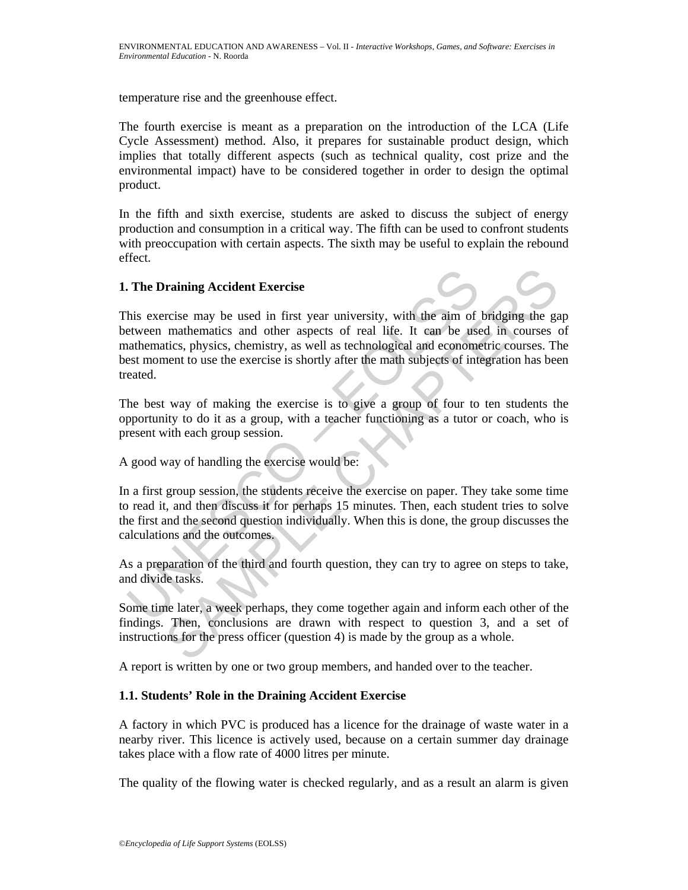temperature rise and the greenhouse effect.

The fourth exercise is meant as a preparation on the introduction of the LCA (Life Cycle Assessment) method. Also, it prepares for sustainable product design, which implies that totally different aspects (such as technical quality, cost prize and the environmental impact) have to be considered together in order to design the optimal product.

In the fifth and sixth exercise, students are asked to discuss the subject of energy production and consumption in a critical way. The fifth can be used to confront students with preoccupation with certain aspects. The sixth may be useful to explain the rebound effect.

## 1. The Draining Accident Exercise

This exercise may be used in first year university, with the aim of bridging the gap between mathematics and other aspects of real life. It can be used in courses of mathematics, physics, chemistry, as well as technological and econometric courses. The best moment to use the exercise is shortly after the math subjects of integration has been treated.

The best way of making the exercise is to give a group of four to ten students the opportunity to do it as a group, with a teacher functioning as a tutor or coach, who is present with each group session.

A good way of handling the exercise would be:

In a first group session, the students receive the exercise on paper. They take some time to read it, and then discuss it for perhaps 15 minutes. Then, each student tries to solve the first and the second question individually. When this is done, the group discusses the calculations and the outcomes.

As a preparation of the third and fourth question, they can try to agree on steps to take, and divide tasks.

Some time later, a week perhaps, they come together again and inform each other of the findings. Then, conclusions are drawn with respect to question 3, and a set of instructions for the press officer (question 4) is made by the group as a whole.

A report is written by one or two group members, and handed over to the teacher.

### 1.1. Students' Role in the Draining Accident Exercise

A factory in which PVC is produced has a licence for the drainage of waste water in a nearby river. This licence is actively used, because on a certain summer day drainage takes place with a flow rate of 4000 litres per minute.

The quality of the flowing water is checked regularly, and as a result an alarm is given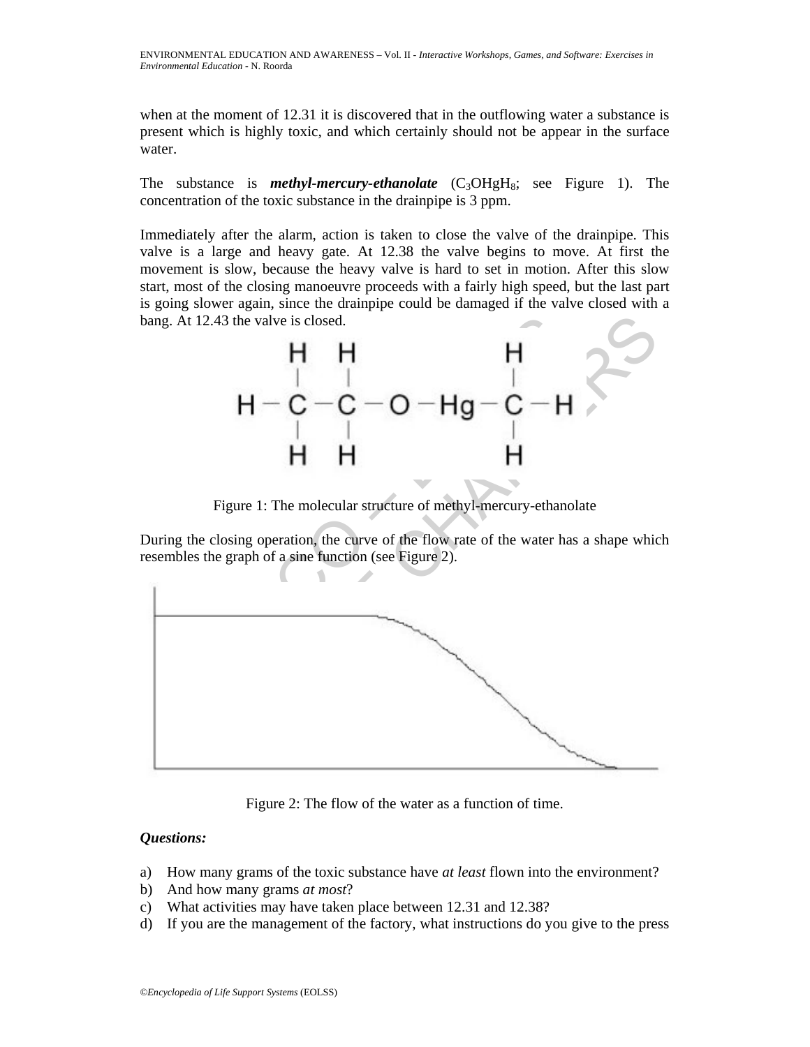when at the moment of 12.31 it is discovered that in the outflowing water a substance is present which is highly toxic, and which certainly should not be appear in the surface water.

The substance is ***methyl-mercury-ethanolate*** ($C_3OHgH_8$; see Figure 1). The concentration of the toxic substance in the drainpipe is 3 ppm.

Immediately after the alarm, action is taken to close the valve of the drainpipe. This valve is a large and heavy gate. At 12.38 the valve begins to move. At first the movement is slow, because the heavy valve is hard to set in motion. After this slow start, most of the closing manoeuvre proceeds with a fairly high speed, but the last part is going slower again, since the drainpipe could be damaged if the valve closed with a bang. At 12.43 the valve is closed.

Figure 1: The molecular structure of methyl-mercury-ethanolate

During the closing operation, the curve of the flow rate of the water has a shape which resembles the graph of a sine function (see Figure 2).

Figure 2: The flow of the water as a function of time.

***Questions:***

a) How many grams of the toxic substance have *at least* flown into the environment?
b) And how many grams *at most*?
c) What activities may have taken place between 12.31 and 12.38?
d) If you are the management of the factory, what instructions do you give to the press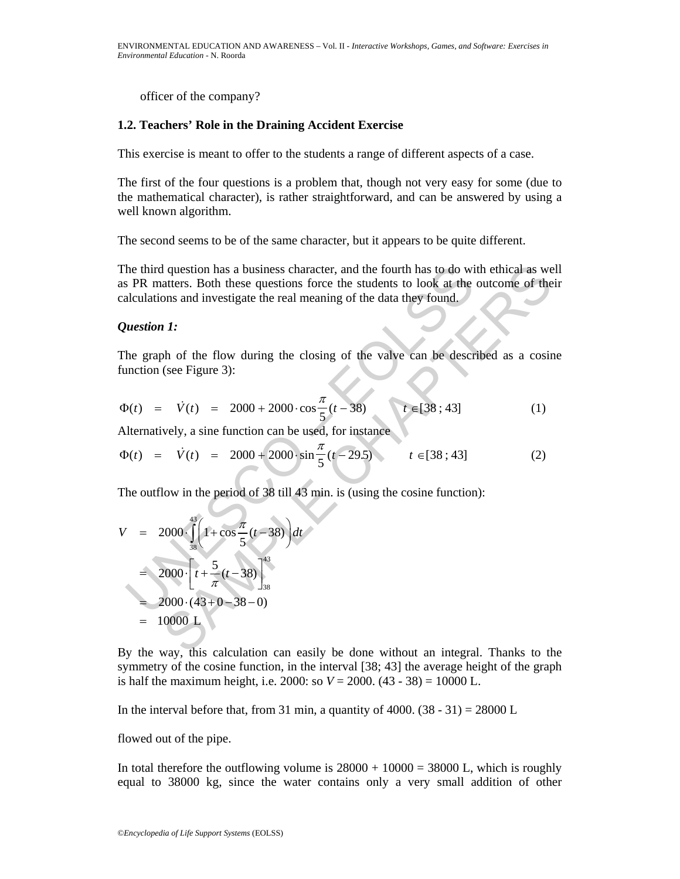officer of the company?

### 1.2. Teachers' Role in the Draining Accident Exercise

This exercise is meant to offer to the students a range of different aspects of a case.

The first of the four questions is a problem that, though not very easy for some (due to the mathematical character), is rather straightforward, and can be answered by using a well known algorithm.

The second seems to be of the same character, but it appears to be quite different.

The third question has a business character, and the fourth has to do with ethical as well as PR matters. Both these questions force the students to look at the outcome of their calculations and investigate the real meaning of the data they found.

***Question 1:***

The graph of the flow during the closing of the valve can be described as a cosine function (see Figure 3):

$$\Phi(t) \quad = \quad \dot{V}(t) \quad = \quad 2000 + 2000 \cdot \cos\frac{\pi}{5}(t-38) \qquad t \in [38\,;\,43] \tag{1}$$

Alternatively, a sine function can be used, for instance

$$\Phi(t) \quad = \quad \dot{V}(t) \quad = \quad 2000 + 2000 \cdot \sin\frac{\pi}{5}(t-29.5) \qquad t \in [38\,;\,43] \tag{2}$$

The outflow in the period of 38 till 43 min. is (using the cosine function):

$$\begin{aligned} V \quad &= \quad 2000 \cdot \int_{38}^{43} \left( 1 + \cos\frac{\pi}{5}(t-38) \right) dt \\ &= \quad 2000 \cdot \left[ t + \frac{5}{\pi}(t-38) \right]_{38}^{43} \\ &= \quad 2000 \cdot (43 + 0 - 38 - 0) \\ &= \quad 10000 \text{ L} \end{aligned}$$

By the way, this calculation can easily be done without an integral. Thanks to the symmetry of the cosine function, in the interval [38; 43] the average height of the graph is half the maximum height, i.e. 2000: so $V$ = 2000. (43 - 38) = 10000 L.

In the interval before that, from 31 min, a quantity of 4000. (38 - 31) = 28000 L

flowed out of the pipe.

In total therefore the outflowing volume is 28000 + 10000 = 38000 L, which is roughly equal to 38000 kg, since the water contains only a very small addition of other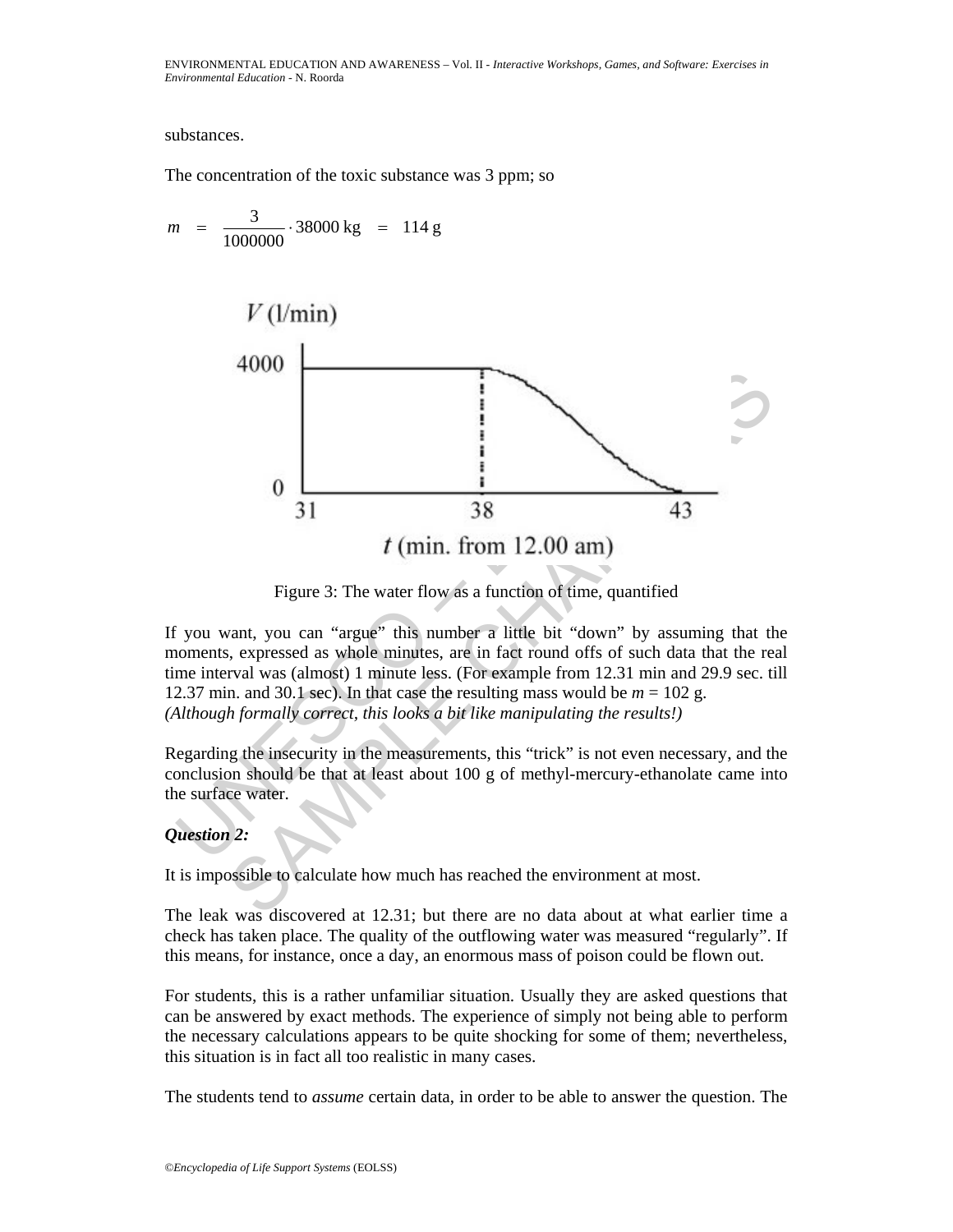substances.

The concentration of the toxic substance was 3 ppm; so

$$m \quad = \quad \frac{3}{1000000} \cdot 38000 \text{ kg} \quad = \quad 114 \text{ g}$$

$V$ (l/min)

4000

0

31

38

43

$t$ (min. from 12.00 am)

Figure 3: The water flow as a function of time, quantified

If you want, you can "argue" this number a little bit "down" by assuming that the moments, expressed as whole minutes, are in fact round offs of such data that the real time interval was (almost) 1 minute less. (For example from 12.31 min and 29.9 sec. till 12.37 min. and 30.1 sec). In that case the resulting mass would be $m$ = 102 g.
*(Although formally correct, this looks a bit like manipulating the results!)*

Regarding the insecurity in the measurements, this "trick" is not even necessary, and the conclusion should be that at least about 100 g of methyl-mercury-ethanolate came into the surface water.

***Question 2:***

It is impossible to calculate how much has reached the environment at most.

The leak was discovered at 12.31; but there are no data about at what earlier time a check has taken place. The quality of the outflowing water was measured "regularly". If this means, for instance, once a day, an enormous mass of poison could be flown out.

For students, this is a rather unfamiliar situation. Usually they are asked questions that can be answered by exact methods. The experience of simply not being able to perform the necessary calculations appears to be quite shocking for some of them; nevertheless, this situation is in fact all too realistic in many cases.

The students tend to *assume* certain data, in order to be able to answer the question. The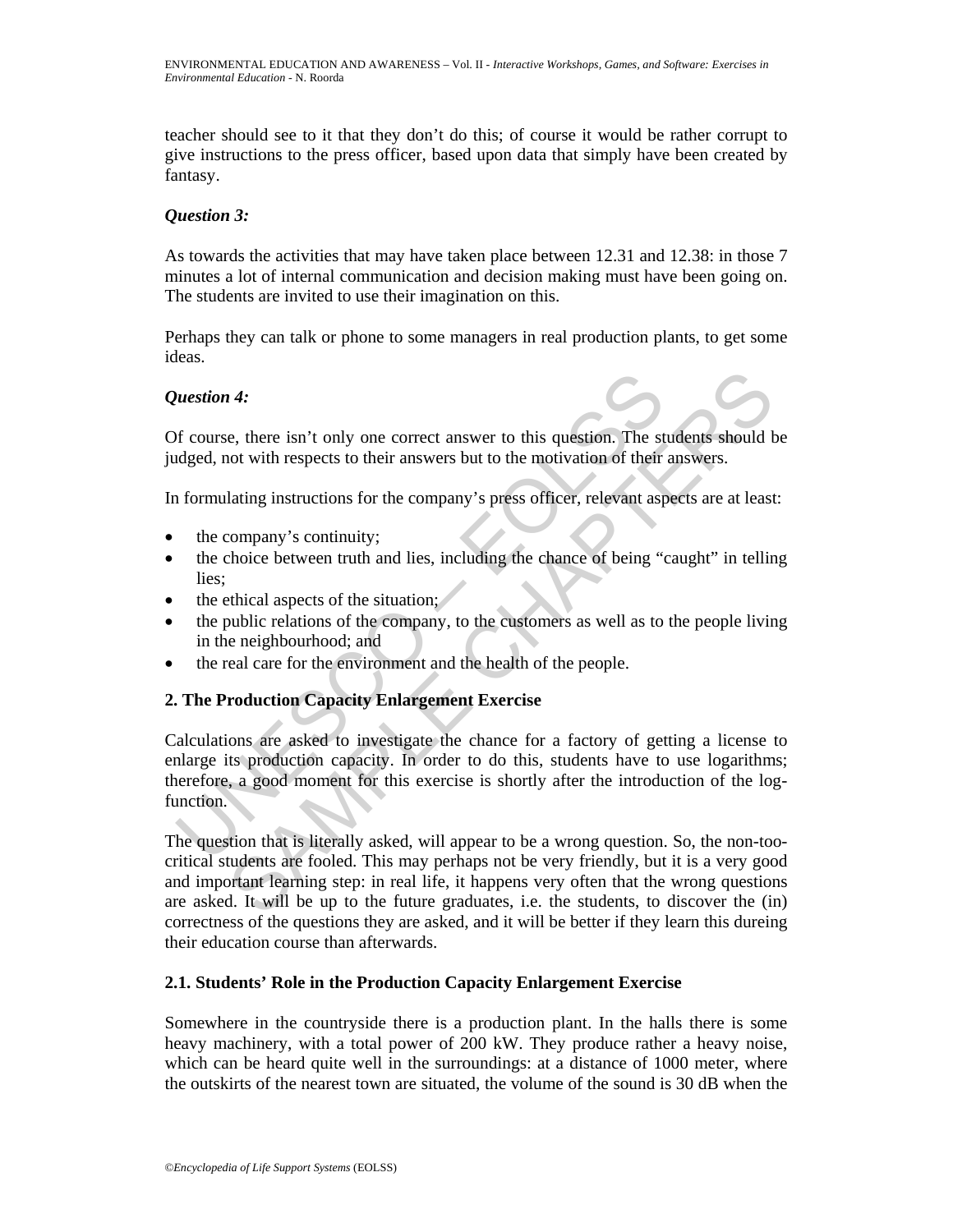teacher should see to it that they don't do this; of course it would be rather corrupt to give instructions to the press officer, based upon data that simply have been created by fantasy.

### *Question 3:*

As towards the activities that may have taken place between 12.31 and 12.38: in those 7 minutes a lot of internal communication and decision making must have been going on. The students are invited to use their imagination on this.

Perhaps they can talk or phone to some managers in real production plants, to get some ideas.

### *Question 4:*

Of course, there isn't only one correct answer to this question. The students should be judged, not with respects to their answers but to the motivation of their answers.

In formulating instructions for the company's press officer, relevant aspects are at least:

- the company's continuity;
- the choice between truth and lies, including the chance of being "caught" in telling lies;
- the ethical aspects of the situation;
- the public relations of the company, to the customers as well as to the people living in the neighbourhood; and
- the real care for the environment and the health of the people.

## 2. The Production Capacity Enlargement Exercise

Calculations are asked to investigate the chance for a factory of getting a license to enlarge its production capacity. In order to do this, students have to use logarithms; therefore, a good moment for this exercise is shortly after the introduction of the log-function.

The question that is literally asked, will appear to be a wrong question. So, the non-too-critical students are fooled. This may perhaps not be very friendly, but it is a very good and important learning step: in real life, it happens very often that the wrong questions are asked. It will be up to the future graduates, i.e. the students, to discover the (in) correctness of the questions they are asked, and it will be better if they learn this dureing their education course than afterwards.

### 2.1. Students' Role in the Production Capacity Enlargement Exercise

Somewhere in the countryside there is a production plant. In the halls there is some heavy machinery, with a total power of 200 kW. They produce rather a heavy noise, which can be heard quite well in the surroundings: at a distance of 1000 meter, where the outskirts of the nearest town are situated, the volume of the sound is 30 dB when the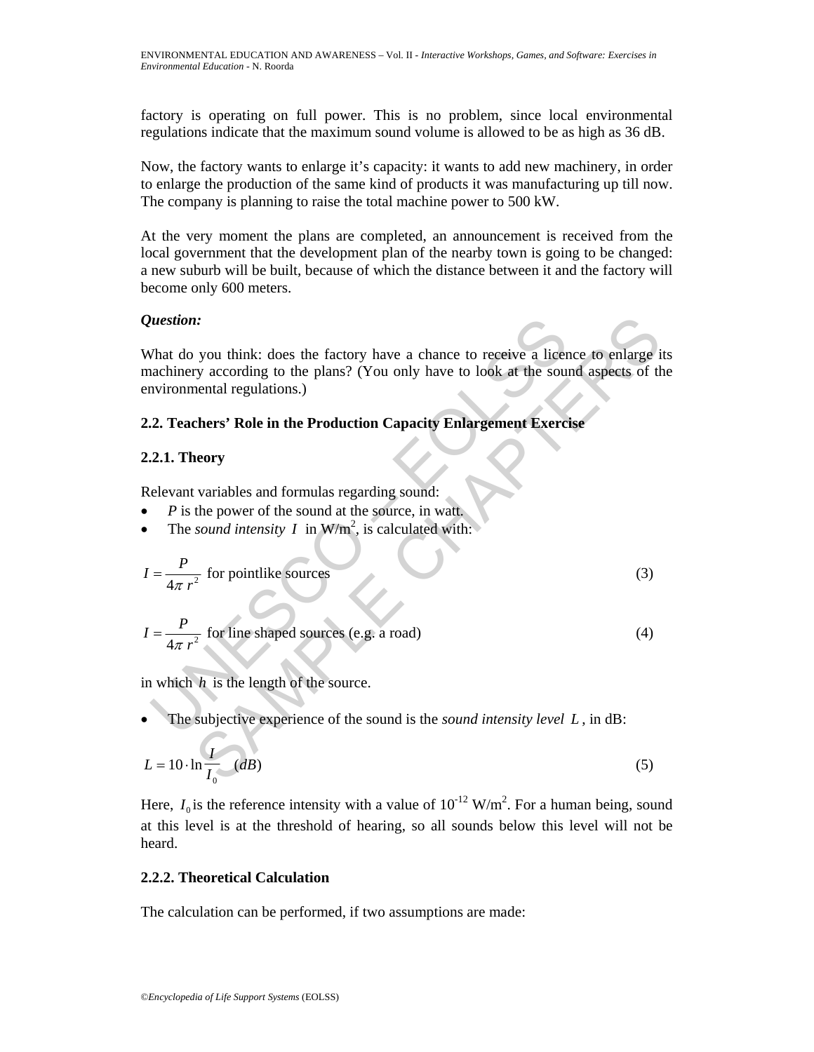factory is operating on full power. This is no problem, since local environmental regulations indicate that the maximum sound volume is allowed to be as high as 36 dB.

Now, the factory wants to enlarge it's capacity: it wants to add new machinery, in order to enlarge the production of the same kind of products it was manufacturing up till now. The company is planning to raise the total machine power to 500 kW.

At the very moment the plans are completed, an announcement is received from the local government that the development plan of the nearby town is going to be changed: a new suburb will be built, because of which the distance between it and the factory will become only 600 meters.

***Question:***

What do you think: does the factory have a chance to receive a licence to enlarge its machinery according to the plans? (You only have to look at the sound aspects of the environmental regulations.)

### 2.2. Teachers' Role in the Production Capacity Enlargement Exercise

#### 2.2.1. Theory

Relevant variables and formulas regarding sound:

- $P$ is the power of the sound at the source, in watt.
- The *sound intensity* $I$ in W/m$^2$, is calculated with:

$$I = \frac{P}{4\pi\, r^2} \text{ for pointlike sources} \tag{3}$$

$$I = \frac{P}{4\pi\, r^2} \text{ for line shaped sources (e.g. a road)} \tag{4}$$

in which $h$ is the length of the source.

- The subjective experience of the sound is the *sound intensity level* $L$, in dB:

$$L = 10 \cdot \ln \frac{I}{I_0} \quad (dB) \tag{5}$$

Here, $I_0$ is the reference intensity with a value of $10^{-12}$ W/m$^2$. For a human being, sound at this level is at the threshold of hearing, so all sounds below this level will not be heard.

#### 2.2.2. Theoretical Calculation

The calculation can be performed, if two assumptions are made: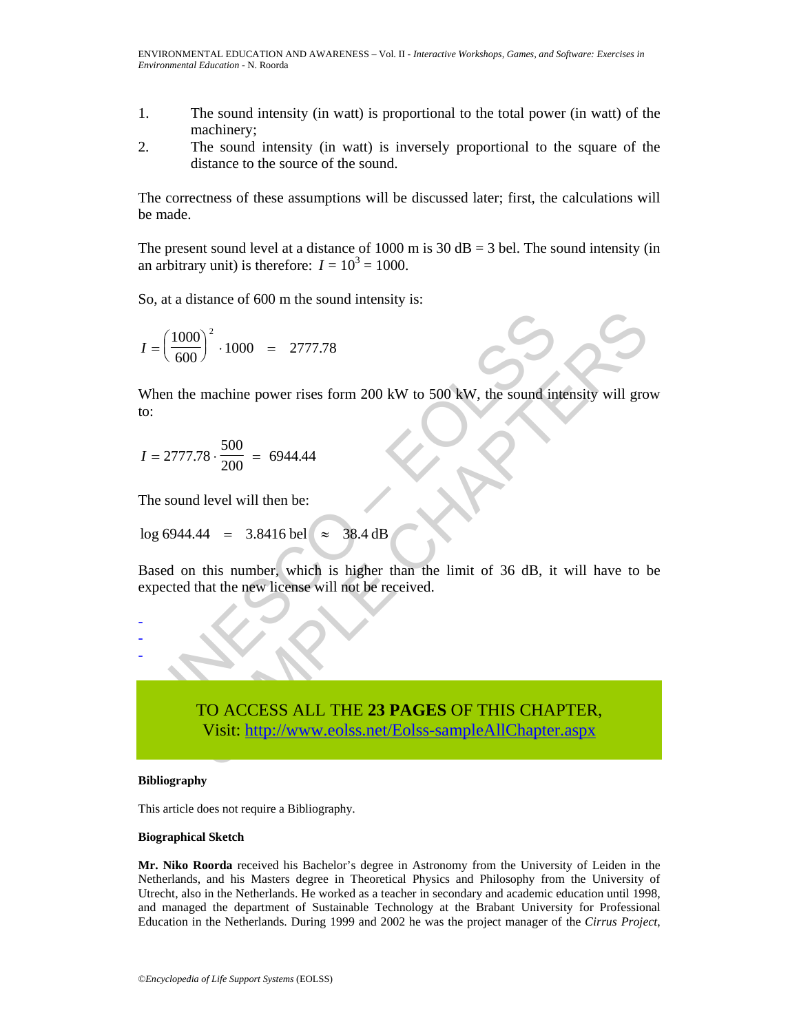1. The sound intensity (in watt) is proportional to the total power (in watt) of the machinery;
2. The sound intensity (in watt) is inversely proportional to the square of the distance to the source of the sound.

The correctness of these assumptions will be discussed later; first, the calculations will be made.

The present sound level at a distance of 1000 m is 30 dB = 3 bel. The sound intensity (in an arbitrary unit) is therefore: $I = 10^3 = 1000$.

So, at a distance of 600 m the sound intensity is:

$$I = \left(\frac{1000}{600}\right)^2 \cdot 1000 \quad = \quad 2777.78$$

When the machine power rises form 200 kW to 500 kW, the sound intensity will grow to:

$$I = 2777.78 \cdot \frac{500}{200} \;=\; 6944.44$$

The sound level will then be:

$$\log 6944.44 \quad = \quad 3.8416 \text{ bel} \quad \approx \quad 38.4 \text{ dB}$$

Based on this number, which is higher than the limit of 36 dB, it will have to be expected that the new license will not be received.

-
-
-

TO ACCESS ALL THE **23 PAGES** OF THIS CHAPTER,
Visit: http://www.eolss.net/Eolss-sampleAllChapter.aspx

**Bibliography**

This article does not require a Bibliography.

**Biographical Sketch**

**Mr. Niko Roorda** received his Bachelor's degree in Astronomy from the University of Leiden in the Netherlands, and his Masters degree in Theoretical Physics and Philosophy from the University of Utrecht, also in the Netherlands. He worked as a teacher in secondary and academic education until 1998, and managed the department of Sustainable Technology at the Brabant University for Professional Education in the Netherlands. During 1999 and 2002 he was the project manager of the *Cirrus Project*,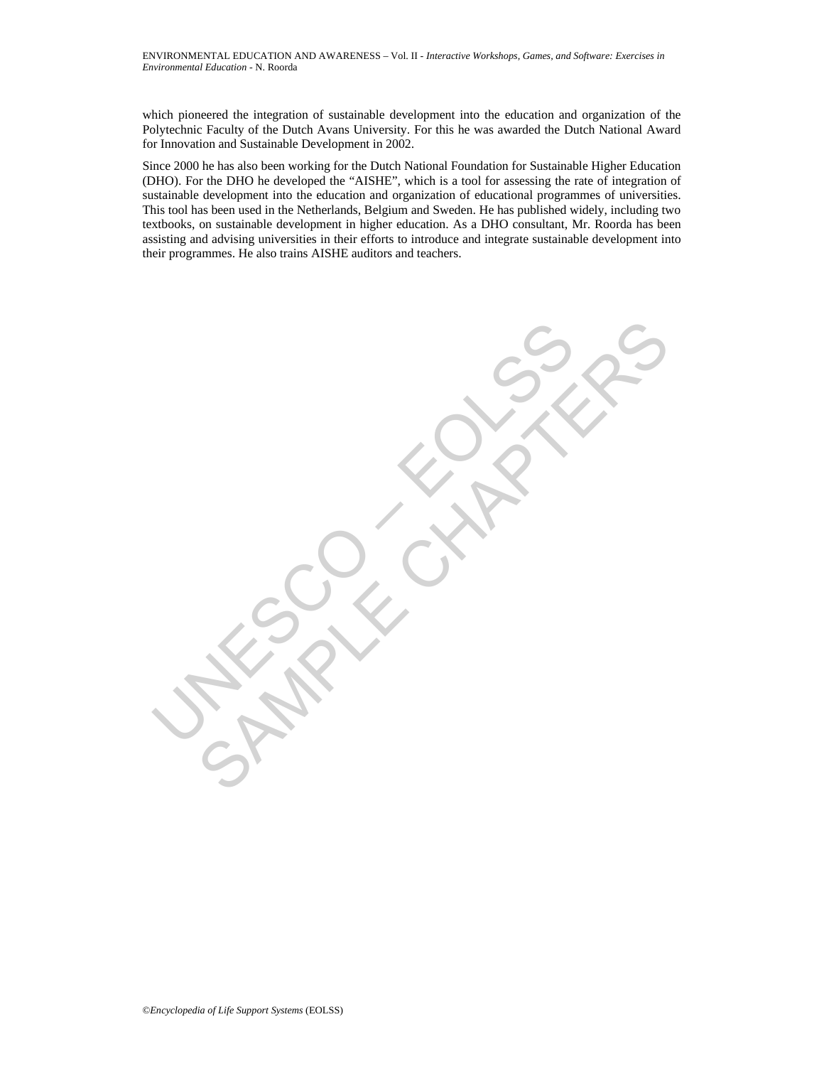which pioneered the integration of sustainable development into the education and organization of the Polytechnic Faculty of the Dutch Avans University. For this he was awarded the Dutch National Award for Innovation and Sustainable Development in 2002.

Since 2000 he has also been working for the Dutch National Foundation for Sustainable Higher Education (DHO). For the DHO he developed the "AISHE", which is a tool for assessing the rate of integration of sustainable development into the education and organization of educational programmes of universities. This tool has been used in the Netherlands, Belgium and Sweden. He has published widely, including two textbooks, on sustainable development in higher education. As a DHO consultant, Mr. Roorda has been assisting and advising universities in their efforts to introduce and integrate sustainable development into their programmes. He also trains AISHE auditors and teachers.